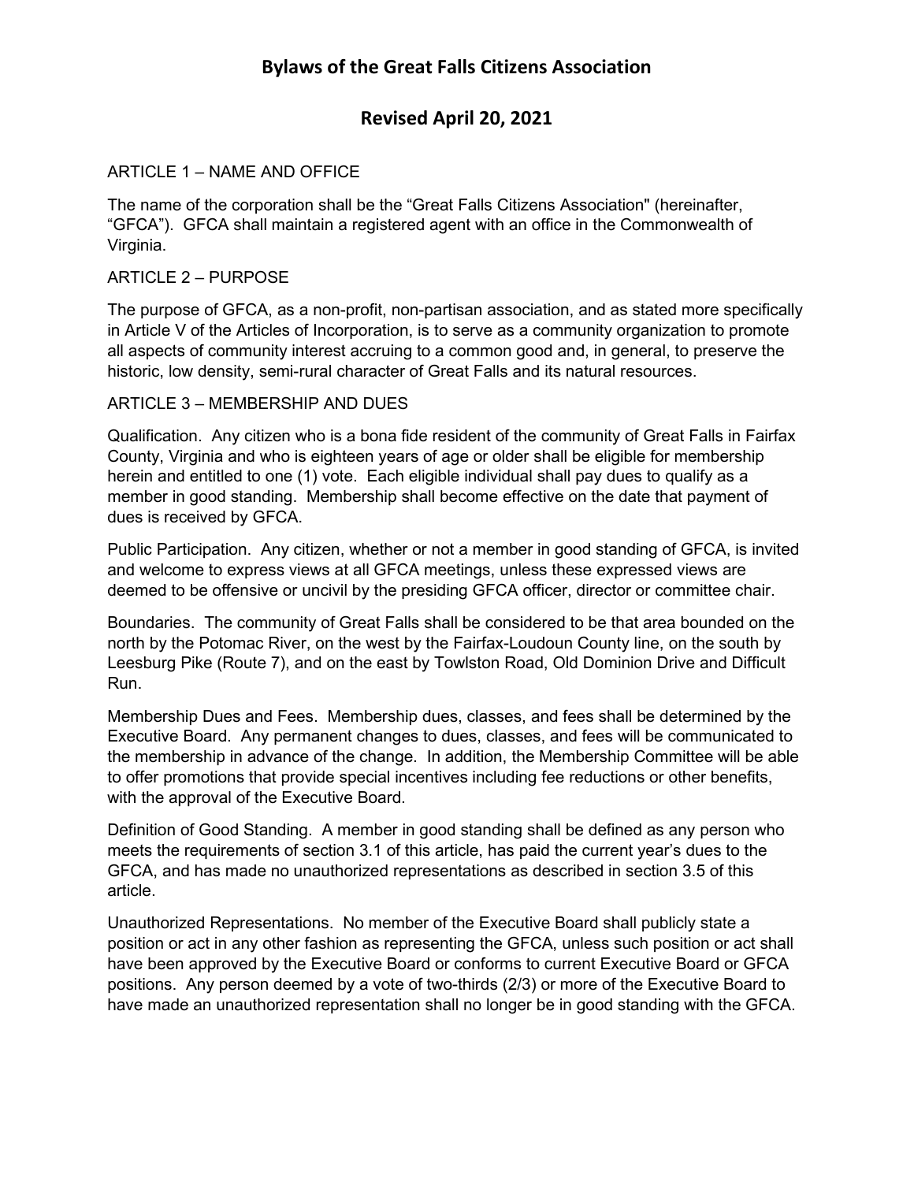# Bylaws of the Great Falls Citizens Association

## Revised April 20, 2021

### ARTICLE 1 – NAME AND OFFICE

The name of the corporation shall be the "Great Falls Citizens Association" (hereinafter, "GFCA"). GFCA shall maintain a registered agent with an office in the Commonwealth of Virginia.

### ARTICLE 2 – PURPOSE

The purpose of GFCA, as a non-profit, non-partisan association, and as stated more specifically in Article V of the Articles of Incorporation, is to serve as a community organization to promote all aspects of community interest accruing to a common good and, in general, to preserve the historic, low density, semi-rural character of Great Falls and its natural resources.

### ARTICLE 3 – MEMBERSHIP AND DUES

Qualification. Any citizen who is a bona fide resident of the community of Great Falls in Fairfax County, Virginia and who is eighteen years of age or older shall be eligible for membership herein and entitled to one (1) vote. Each eligible individual shall pay dues to qualify as a member in good standing. Membership shall become effective on the date that payment of dues is received by GFCA.

Public Participation. Any citizen, whether or not a member in good standing of GFCA, is invited and welcome to express views at all GFCA meetings, unless these expressed views are deemed to be offensive or uncivil by the presiding GFCA officer, director or committee chair.

Boundaries. The community of Great Falls shall be considered to be that area bounded on the north by the Potomac River, on the west by the Fairfax-Loudoun County line, on the south by Leesburg Pike (Route 7), and on the east by Towlston Road, Old Dominion Drive and Difficult Run.

Membership Dues and Fees. Membership dues, classes, and fees shall be determined by the Executive Board. Any permanent changes to dues, classes, and fees will be communicated to the membership in advance of the change. In addition, the Membership Committee will be able to offer promotions that provide special incentives including fee reductions or other benefits, with the approval of the Executive Board.

Definition of Good Standing. A member in good standing shall be defined as any person who meets the requirements of section 3.1 of this article, has paid the current year's dues to the GFCA, and has made no unauthorized representations as described in section 3.5 of this article.

Unauthorized Representations. No member of the Executive Board shall publicly state a position or act in any other fashion as representing the GFCA, unless such position or act shall have been approved by the Executive Board or conforms to current Executive Board or GFCA positions. Any person deemed by a vote of two-thirds (2/3) or more of the Executive Board to have made an unauthorized representation shall no longer be in good standing with the GFCA.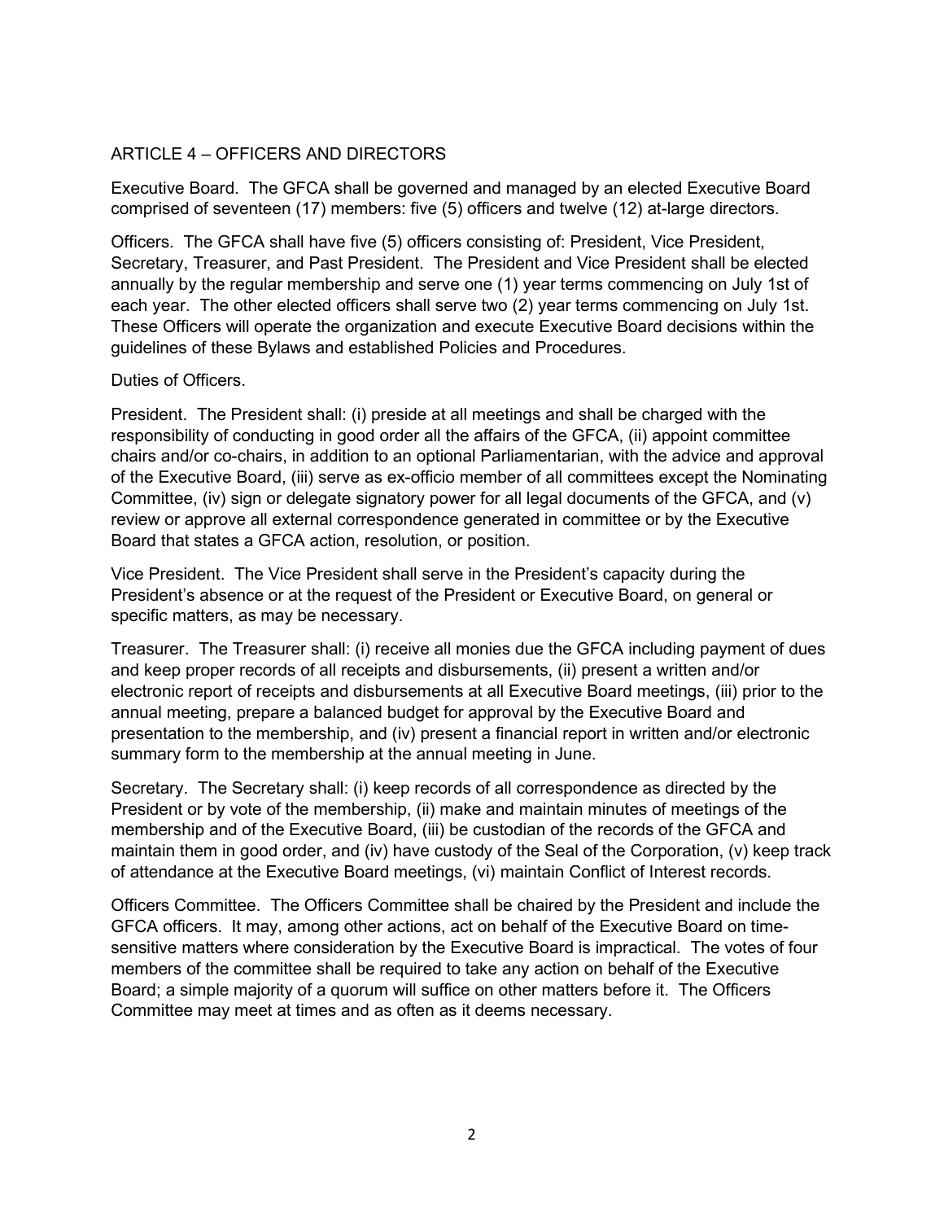## ARTICLE 4 – OFFICERS AND DIRECTORS

Executive Board. The GFCA shall be governed and managed by an elected Executive Board comprised of seventeen (17) members: five (5) officers and twelve (12) at-large directors.

Officers. The GFCA shall have five (5) officers consisting of: President, Vice President, Secretary, Treasurer, and Past President. The President and Vice President shall be elected annually by the regular membership and serve one (1) year terms commencing on July 1st of each year. The other elected officers shall serve two (2) year terms commencing on July 1st. These Officers will operate the organization and execute Executive Board decisions within the guidelines of these Bylaws and established Policies and Procedures.

Duties of Officers.

President. The President shall: (i) preside at all meetings and shall be charged with the responsibility of conducting in good order all the affairs of the GFCA, (ii) appoint committee chairs and/or co-chairs, in addition to an optional Parliamentarian, with the advice and approval of the Executive Board, (iii) serve as ex-officio member of all committees except the Nominating Committee, (iv) sign or delegate signatory power for all legal documents of the GFCA, and (v) review or approve all external correspondence generated in committee or by the Executive Board that states a GFCA action, resolution, or position.

Vice President. The Vice President shall serve in the President's capacity during the President's absence or at the request of the President or Executive Board, on general or specific matters, as may be necessary.

Treasurer. The Treasurer shall: (i) receive all monies due the GFCA including payment of dues and keep proper records of all receipts and disbursements, (ii) present a written and/or electronic report of receipts and disbursements at all Executive Board meetings, (iii) prior to the annual meeting, prepare a balanced budget for approval by the Executive Board and presentation to the membership, and (iv) present a financial report in written and/or electronic summary form to the membership at the annual meeting in June.

Secretary. The Secretary shall: (i) keep records of all correspondence as directed by the President or by vote of the membership, (ii) make and maintain minutes of meetings of the membership and of the Executive Board, (iii) be custodian of the records of the GFCA and maintain them in good order, and (iv) have custody of the Seal of the Corporation, (v) keep track of attendance at the Executive Board meetings, (vi) maintain Conflict of Interest records.

Officers Committee. The Officers Committee shall be chaired by the President and include the GFCA officers. It may, among other actions, act on behalf of the Executive Board on time-sensitive matters where consideration by the Executive Board is impractical. The votes of four members of the committee shall be required to take any action on behalf of the Executive Board; a simple majority of a quorum will suffice on other matters before it. The Officers Committee may meet at times and as often as it deems necessary.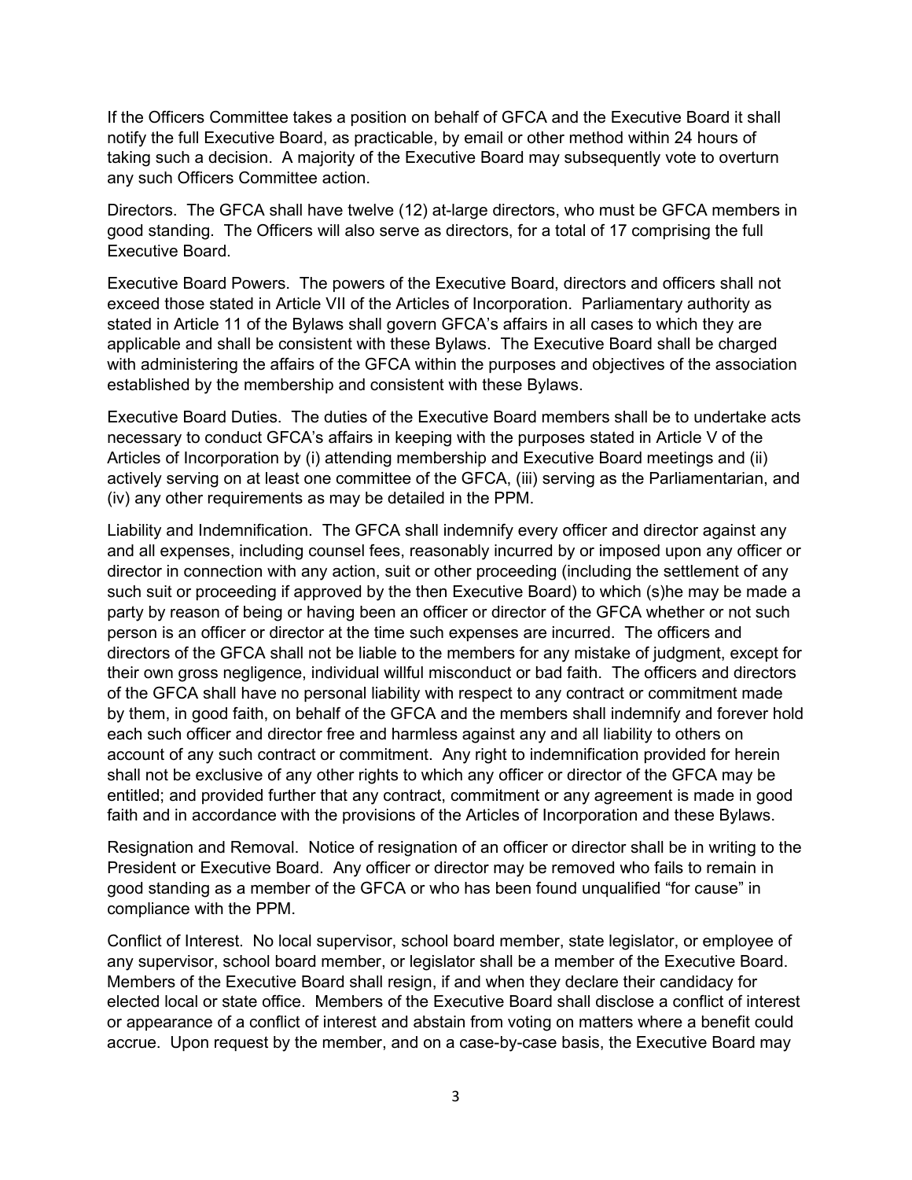If the Officers Committee takes a position on behalf of GFCA and the Executive Board it shall notify the full Executive Board, as practicable, by email or other method within 24 hours of taking such a decision. A majority of the Executive Board may subsequently vote to overturn any such Officers Committee action.

Directors. The GFCA shall have twelve (12) at-large directors, who must be GFCA members in good standing. The Officers will also serve as directors, for a total of 17 comprising the full Executive Board.

Executive Board Powers. The powers of the Executive Board, directors and officers shall not exceed those stated in Article VII of the Articles of Incorporation. Parliamentary authority as stated in Article 11 of the Bylaws shall govern GFCA's affairs in all cases to which they are applicable and shall be consistent with these Bylaws. The Executive Board shall be charged with administering the affairs of the GFCA within the purposes and objectives of the association established by the membership and consistent with these Bylaws.

Executive Board Duties. The duties of the Executive Board members shall be to undertake acts necessary to conduct GFCA's affairs in keeping with the purposes stated in Article V of the Articles of Incorporation by (i) attending membership and Executive Board meetings and (ii) actively serving on at least one committee of the GFCA, (iii) serving as the Parliamentarian, and (iv) any other requirements as may be detailed in the PPM.

Liability and Indemnification. The GFCA shall indemnify every officer and director against any and all expenses, including counsel fees, reasonably incurred by or imposed upon any officer or director in connection with any action, suit or other proceeding (including the settlement of any such suit or proceeding if approved by the then Executive Board) to which (s)he may be made a party by reason of being or having been an officer or director of the GFCA whether or not such person is an officer or director at the time such expenses are incurred. The officers and directors of the GFCA shall not be liable to the members for any mistake of judgment, except for their own gross negligence, individual willful misconduct or bad faith. The officers and directors of the GFCA shall have no personal liability with respect to any contract or commitment made by them, in good faith, on behalf of the GFCA and the members shall indemnify and forever hold each such officer and director free and harmless against any and all liability to others on account of any such contract or commitment. Any right to indemnification provided for herein shall not be exclusive of any other rights to which any officer or director of the GFCA may be entitled; and provided further that any contract, commitment or any agreement is made in good faith and in accordance with the provisions of the Articles of Incorporation and these Bylaws.

Resignation and Removal. Notice of resignation of an officer or director shall be in writing to the President or Executive Board. Any officer or director may be removed who fails to remain in good standing as a member of the GFCA or who has been found unqualified "for cause" in compliance with the PPM.

Conflict of Interest. No local supervisor, school board member, state legislator, or employee of any supervisor, school board member, or legislator shall be a member of the Executive Board. Members of the Executive Board shall resign, if and when they declare their candidacy for elected local or state office. Members of the Executive Board shall disclose a conflict of interest or appearance of a conflict of interest and abstain from voting on matters where a benefit could accrue. Upon request by the member, and on a case-by-case basis, the Executive Board may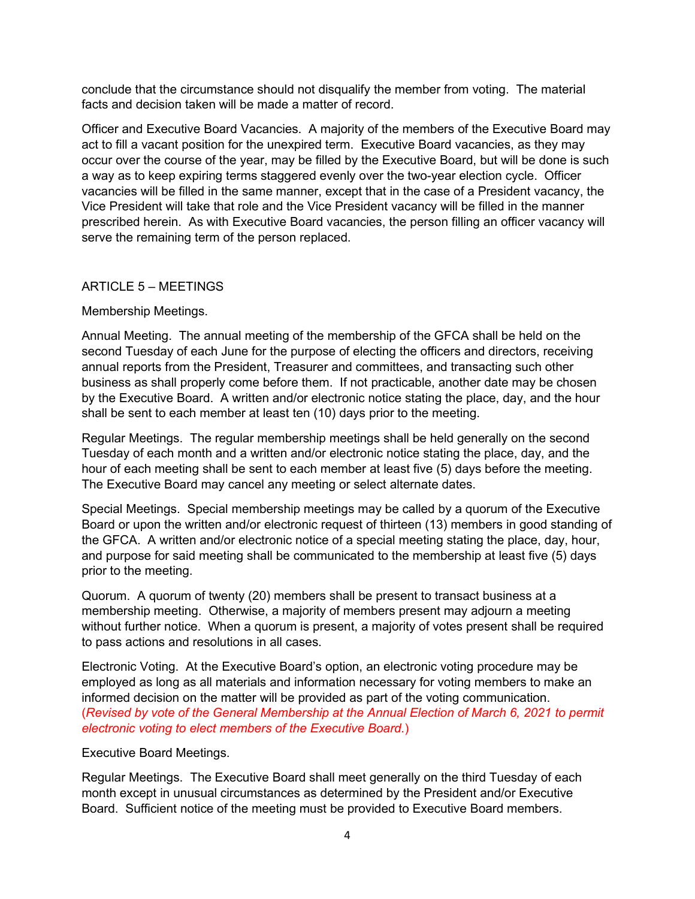conclude that the circumstance should not disqualify the member from voting. The material facts and decision taken will be made a matter of record.

Officer and Executive Board Vacancies. A majority of the members of the Executive Board may act to fill a vacant position for the unexpired term. Executive Board vacancies, as they may occur over the course of the year, may be filled by the Executive Board, but will be done is such a way as to keep expiring terms staggered evenly over the two-year election cycle. Officer vacancies will be filled in the same manner, except that in the case of a President vacancy, the Vice President will take that role and the Vice President vacancy will be filled in the manner prescribed herein. As with Executive Board vacancies, the person filling an officer vacancy will serve the remaining term of the person replaced.

## ARTICLE 5 – MEETINGS

Membership Meetings.

Annual Meeting. The annual meeting of the membership of the GFCA shall be held on the second Tuesday of each June for the purpose of electing the officers and directors, receiving annual reports from the President, Treasurer and committees, and transacting such other business as shall properly come before them. If not practicable, another date may be chosen by the Executive Board. A written and/or electronic notice stating the place, day, and the hour shall be sent to each member at least ten (10) days prior to the meeting.

Regular Meetings. The regular membership meetings shall be held generally on the second Tuesday of each month and a written and/or electronic notice stating the place, day, and the hour of each meeting shall be sent to each member at least five (5) days before the meeting. The Executive Board may cancel any meeting or select alternate dates.

Special Meetings. Special membership meetings may be called by a quorum of the Executive Board or upon the written and/or electronic request of thirteen (13) members in good standing of the GFCA. A written and/or electronic notice of a special meeting stating the place, day, hour, and purpose for said meeting shall be communicated to the membership at least five (5) days prior to the meeting.

Quorum. A quorum of twenty (20) members shall be present to transact business at a membership meeting. Otherwise, a majority of members present may adjourn a meeting without further notice. When a quorum is present, a majority of votes present shall be required to pass actions and resolutions in all cases.

Electronic Voting. At the Executive Board's option, an electronic voting procedure may be employed as long as all materials and information necessary for voting members to make an informed decision on the matter will be provided as part of the voting communication. (*Revised by vote of the General Membership at the Annual Election of March 6, 2021 to permit electronic voting to elect members of the Executive Board.*)

Executive Board Meetings.

Regular Meetings. The Executive Board shall meet generally on the third Tuesday of each month except in unusual circumstances as determined by the President and/or Executive Board. Sufficient notice of the meeting must be provided to Executive Board members.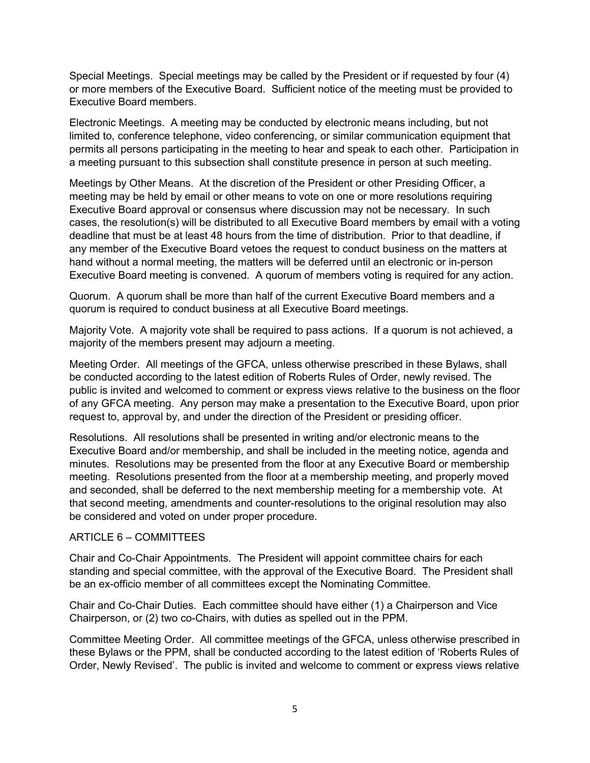Special Meetings. Special meetings may be called by the President or if requested by four (4) or more members of the Executive Board. Sufficient notice of the meeting must be provided to Executive Board members.

Electronic Meetings. A meeting may be conducted by electronic means including, but not limited to, conference telephone, video conferencing, or similar communication equipment that permits all persons participating in the meeting to hear and speak to each other. Participation in a meeting pursuant to this subsection shall constitute presence in person at such meeting.

Meetings by Other Means. At the discretion of the President or other Presiding Officer, a meeting may be held by email or other means to vote on one or more resolutions requiring Executive Board approval or consensus where discussion may not be necessary. In such cases, the resolution(s) will be distributed to all Executive Board members by email with a voting deadline that must be at least 48 hours from the time of distribution. Prior to that deadline, if any member of the Executive Board vetoes the request to conduct business on the matters at hand without a normal meeting, the matters will be deferred until an electronic or in-person Executive Board meeting is convened. A quorum of members voting is required for any action.

Quorum. A quorum shall be more than half of the current Executive Board members and a quorum is required to conduct business at all Executive Board meetings.

Majority Vote. A majority vote shall be required to pass actions. If a quorum is not achieved, a majority of the members present may adjourn a meeting.

Meeting Order. All meetings of the GFCA, unless otherwise prescribed in these Bylaws, shall be conducted according to the latest edition of Roberts Rules of Order, newly revised. The public is invited and welcomed to comment or express views relative to the business on the floor of any GFCA meeting. Any person may make a presentation to the Executive Board, upon prior request to, approval by, and under the direction of the President or presiding officer.

Resolutions. All resolutions shall be presented in writing and/or electronic means to the Executive Board and/or membership, and shall be included in the meeting notice, agenda and minutes. Resolutions may be presented from the floor at any Executive Board or membership meeting. Resolutions presented from the floor at a membership meeting, and properly moved and seconded, shall be deferred to the next membership meeting for a membership vote. At that second meeting, amendments and counter-resolutions to the original resolution may also be considered and voted on under proper procedure.

## ARTICLE 6 – COMMITTEES

Chair and Co-Chair Appointments. The President will appoint committee chairs for each standing and special committee, with the approval of the Executive Board. The President shall be an ex-officio member of all committees except the Nominating Committee.

Chair and Co-Chair Duties. Each committee should have either (1) a Chairperson and Vice Chairperson, or (2) two co-Chairs, with duties as spelled out in the PPM.

Committee Meeting Order. All committee meetings of the GFCA, unless otherwise prescribed in these Bylaws or the PPM, shall be conducted according to the latest edition of 'Roberts Rules of Order, Newly Revised'. The public is invited and welcome to comment or express views relative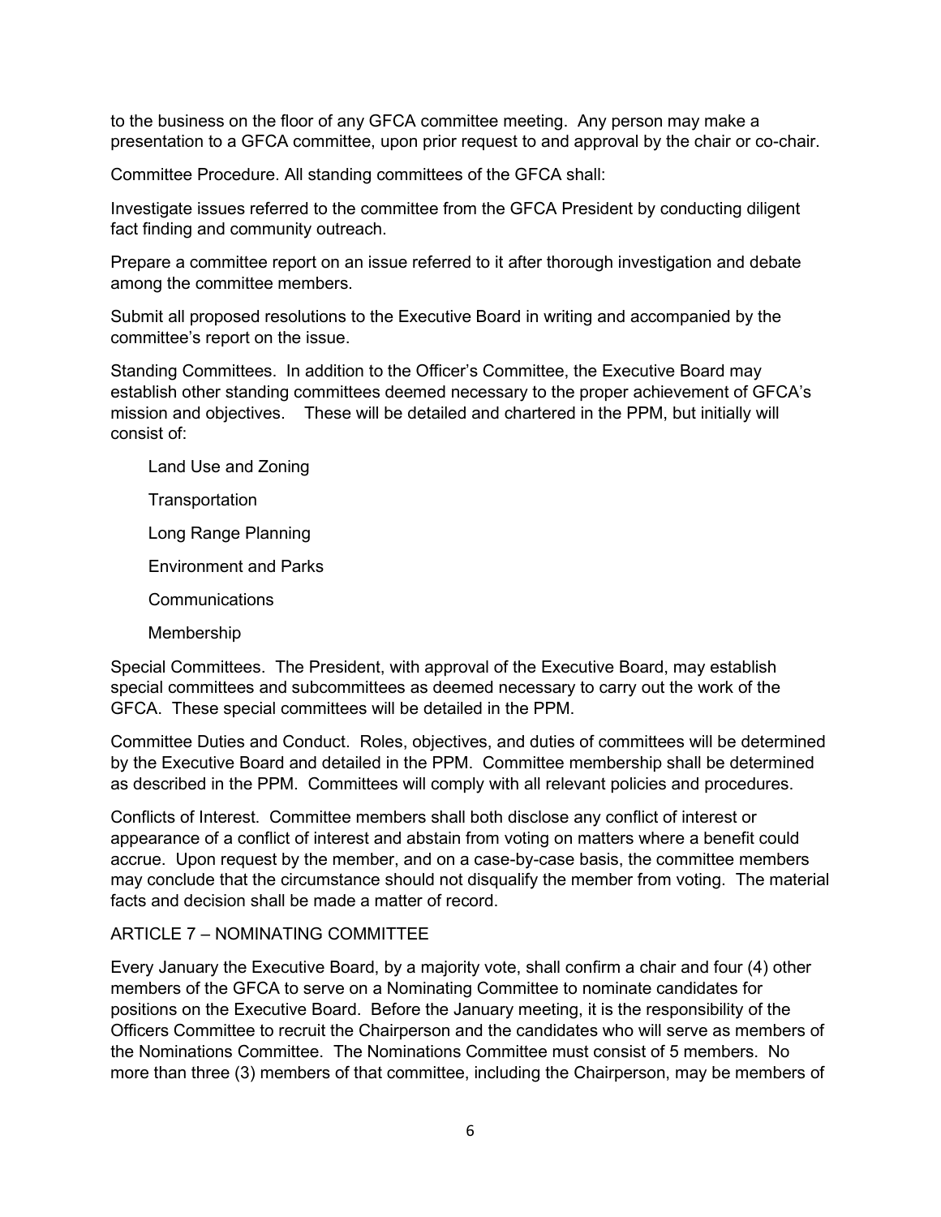to the business on the floor of any GFCA committee meeting. Any person may make a presentation to a GFCA committee, upon prior request to and approval by the chair or co-chair.

Committee Procedure. All standing committees of the GFCA shall:

Investigate issues referred to the committee from the GFCA President by conducting diligent fact finding and community outreach.

Prepare a committee report on an issue referred to it after thorough investigation and debate among the committee members.

Submit all proposed resolutions to the Executive Board in writing and accompanied by the committee's report on the issue.

Standing Committees. In addition to the Officer's Committee, the Executive Board may establish other standing committees deemed necessary to the proper achievement of GFCA's mission and objectives. These will be detailed and chartered in the PPM, but initially will consist of:

- Land Use and Zoning
- Transportation
- Long Range Planning
- Environment and Parks
- Communications
- Membership

Special Committees. The President, with approval of the Executive Board, may establish special committees and subcommittees as deemed necessary to carry out the work of the GFCA. These special committees will be detailed in the PPM.

Committee Duties and Conduct. Roles, objectives, and duties of committees will be determined by the Executive Board and detailed in the PPM. Committee membership shall be determined as described in the PPM. Committees will comply with all relevant policies and procedures.

Conflicts of Interest. Committee members shall both disclose any conflict of interest or appearance of a conflict of interest and abstain from voting on matters where a benefit could accrue. Upon request by the member, and on a case-by-case basis, the committee members may conclude that the circumstance should not disqualify the member from voting. The material facts and decision shall be made a matter of record.

## ARTICLE 7 – NOMINATING COMMITTEE

Every January the Executive Board, by a majority vote, shall confirm a chair and four (4) other members of the GFCA to serve on a Nominating Committee to nominate candidates for positions on the Executive Board. Before the January meeting, it is the responsibility of the Officers Committee to recruit the Chairperson and the candidates who will serve as members of the Nominations Committee. The Nominations Committee must consist of 5 members. No more than three (3) members of that committee, including the Chairperson, may be members of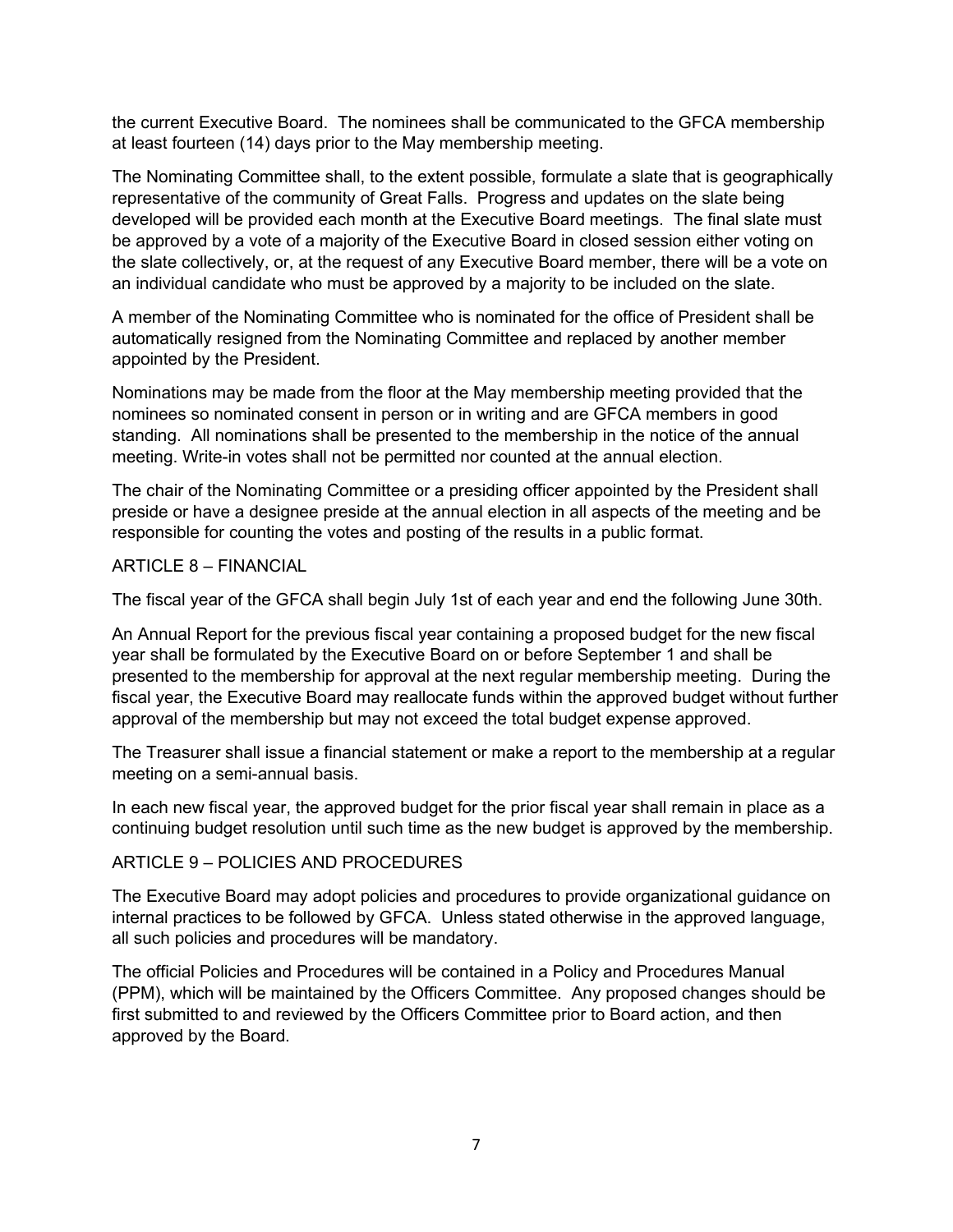the current Executive Board. The nominees shall be communicated to the GFCA membership at least fourteen (14) days prior to the May membership meeting.

The Nominating Committee shall, to the extent possible, formulate a slate that is geographically representative of the community of Great Falls. Progress and updates on the slate being developed will be provided each month at the Executive Board meetings. The final slate must be approved by a vote of a majority of the Executive Board in closed session either voting on the slate collectively, or, at the request of any Executive Board member, there will be a vote on an individual candidate who must be approved by a majority to be included on the slate.

A member of the Nominating Committee who is nominated for the office of President shall be automatically resigned from the Nominating Committee and replaced by another member appointed by the President.

Nominations may be made from the floor at the May membership meeting provided that the nominees so nominated consent in person or in writing and are GFCA members in good standing. All nominations shall be presented to the membership in the notice of the annual meeting. Write-in votes shall not be permitted nor counted at the annual election.

The chair of the Nominating Committee or a presiding officer appointed by the President shall preside or have a designee preside at the annual election in all aspects of the meeting and be responsible for counting the votes and posting of the results in a public format.

## ARTICLE 8 – FINANCIAL

The fiscal year of the GFCA shall begin July 1st of each year and end the following June 30th.

An Annual Report for the previous fiscal year containing a proposed budget for the new fiscal year shall be formulated by the Executive Board on or before September 1 and shall be presented to the membership for approval at the next regular membership meeting. During the fiscal year, the Executive Board may reallocate funds within the approved budget without further approval of the membership but may not exceed the total budget expense approved.

The Treasurer shall issue a financial statement or make a report to the membership at a regular meeting on a semi-annual basis.

In each new fiscal year, the approved budget for the prior fiscal year shall remain in place as a continuing budget resolution until such time as the new budget is approved by the membership.

## ARTICLE 9 – POLICIES AND PROCEDURES

The Executive Board may adopt policies and procedures to provide organizational guidance on internal practices to be followed by GFCA. Unless stated otherwise in the approved language, all such policies and procedures will be mandatory.

The official Policies and Procedures will be contained in a Policy and Procedures Manual (PPM), which will be maintained by the Officers Committee. Any proposed changes should be first submitted to and reviewed by the Officers Committee prior to Board action, and then approved by the Board.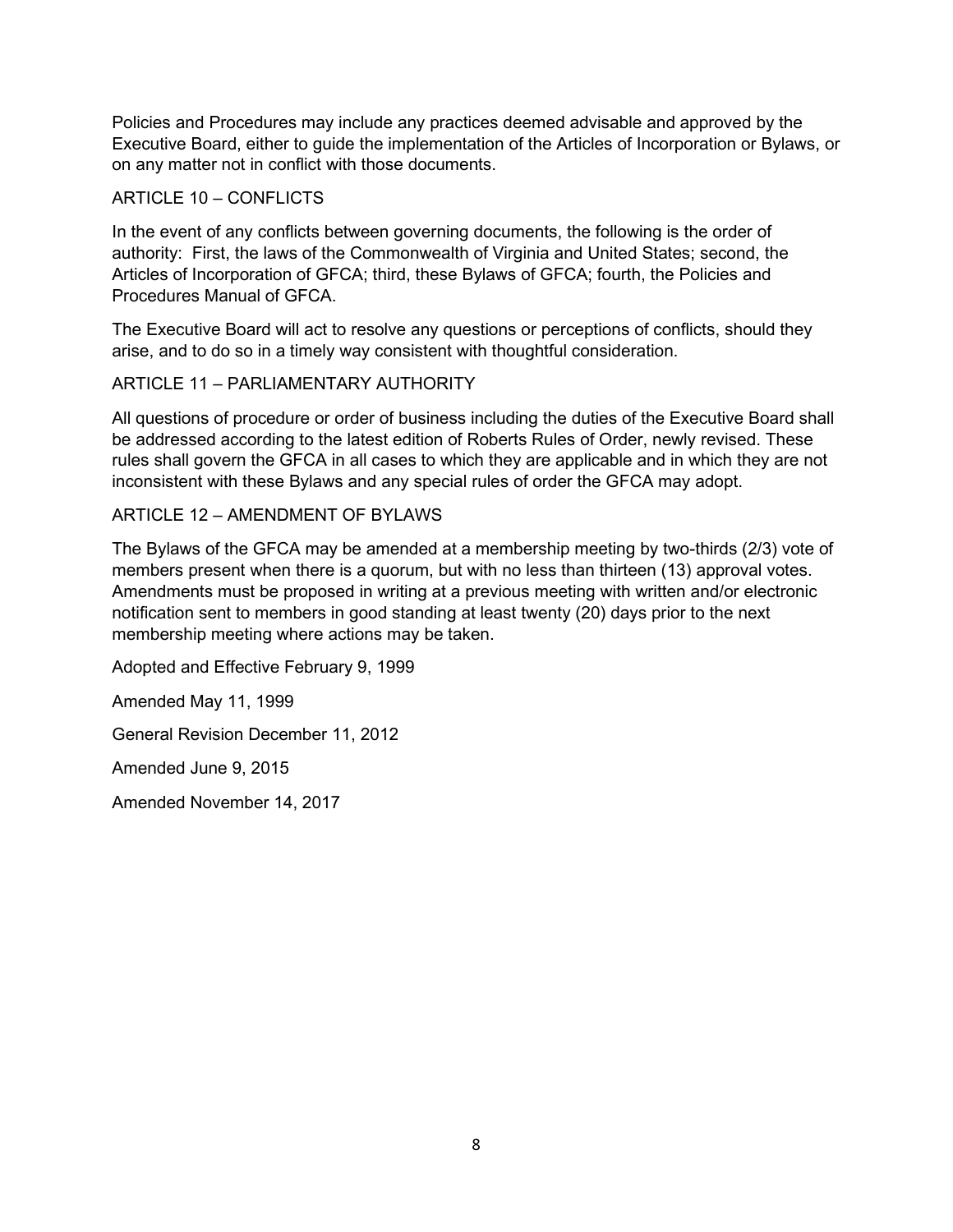Policies and Procedures may include any practices deemed advisable and approved by the Executive Board, either to guide the implementation of the Articles of Incorporation or Bylaws, or on any matter not in conflict with those documents.

## ARTICLE 10 – CONFLICTS

In the event of any conflicts between governing documents, the following is the order of authority: First, the laws of the Commonwealth of Virginia and United States; second, the Articles of Incorporation of GFCA; third, these Bylaws of GFCA; fourth, the Policies and Procedures Manual of GFCA.

The Executive Board will act to resolve any questions or perceptions of conflicts, should they arise, and to do so in a timely way consistent with thoughtful consideration.

## ARTICLE 11 – PARLIAMENTARY AUTHORITY

All questions of procedure or order of business including the duties of the Executive Board shall be addressed according to the latest edition of Roberts Rules of Order, newly revised. These rules shall govern the GFCA in all cases to which they are applicable and in which they are not inconsistent with these Bylaws and any special rules of order the GFCA may adopt.

## ARTICLE 12 – AMENDMENT OF BYLAWS

The Bylaws of the GFCA may be amended at a membership meeting by two-thirds (2/3) vote of members present when there is a quorum, but with no less than thirteen (13) approval votes. Amendments must be proposed in writing at a previous meeting with written and/or electronic notification sent to members in good standing at least twenty (20) days prior to the next membership meeting where actions may be taken.

Adopted and Effective February 9, 1999

Amended May 11, 1999

General Revision December 11, 2012

Amended June 9, 2015

Amended November 14, 2017